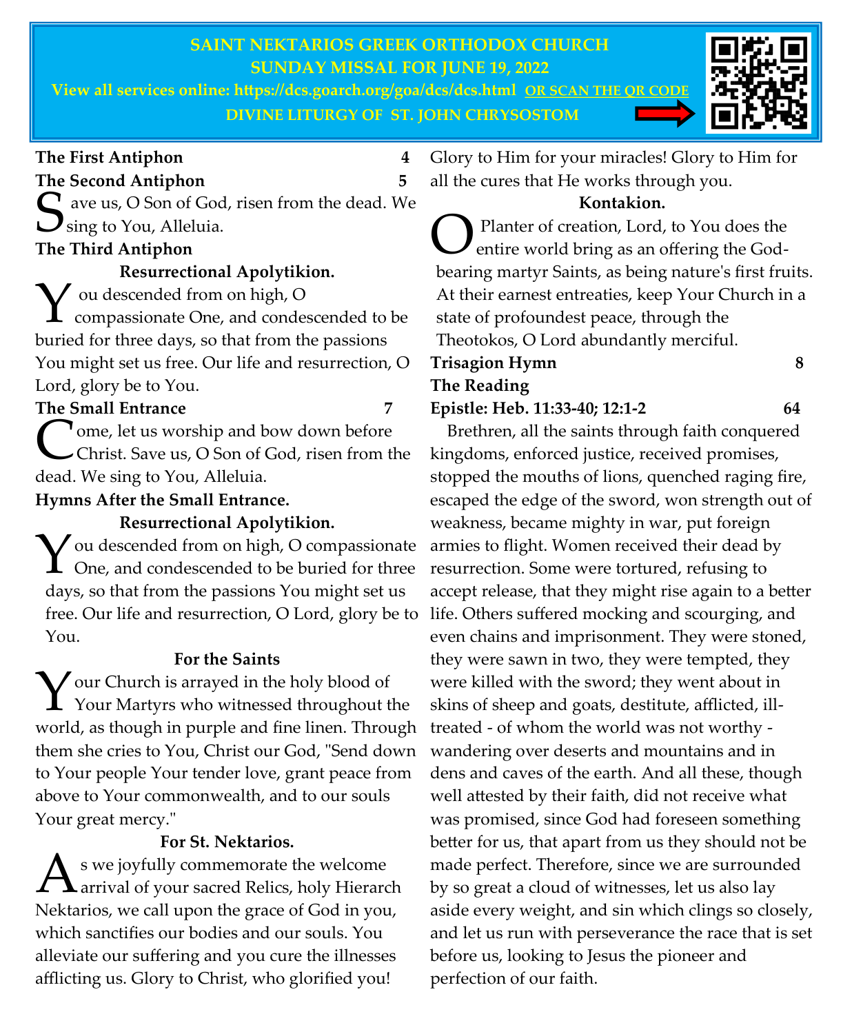# SAINT NEKTARIOS GREEK ORTHODOX CHURCH

## SUNDAY MISSAL FOR JUNE 19, 2022

**View all services online: https://dcs.goarch.org/goa/dcs/dcs.html OR SCAN THE QR CODE**

**DIVINE LITURGY OF ST. JOHN CHRYSOSTOM**

**The First Antiphon** 4

**The Second Antiphon** 5

Save us, O Son of God, risen from the dead. We sing to You, Alleluia.

**The Third Antiphon**

**Resurrectional Apolytikion.**

You descended from on high, O compassionate One, and condescended to be buried for three days, so that from the passions You might set us free. Our life and resurrection, O Lord, glory be to You.

**The Small Entrance** 7

Come, let us worship and bow down before Christ. Save us, O Son of God, risen from the dead. We sing to You, Alleluia.

**Hymns After the Small Entrance.**

**Resurrectional Apolytikion.**

You descended from on high, O compassionate One, and condescended to be buried for three days, so that from the passions You might set us free. Our life and resurrection, O Lord, glory be to You.

**For the Saints**

Your Church is arrayed in the holy blood of Your Martyrs who witnessed throughout the world, as though in purple and fine linen. Through them she cries to You, Christ our God, "Send down to Your people Your tender love, grant peace from above to Your commonwealth, and to our souls Your great mercy."

**For St. Nektarios.**

As we joyfully commemorate the welcome arrival of your sacred Relics, holy Hierarch Nektarios, we call upon the grace of God in you, which sanctifies our bodies and our souls. You alleviate our suffering and you cure the illnesses afflicting us. Glory to Christ, who glorified you! Glory to Him for your miracles! Glory to Him for all the cures that He works through you.

**Kontakion.**

O Planter of creation, Lord, to You does the entire world bring as an offering the God-bearing martyr Saints, as being nature's first fruits. At their earnest entreaties, keep Your Church in a state of profoundest peace, through the Theotokos, O Lord abundantly merciful.

**Trisagion Hymn** 8

**The Reading**

**Epistle: Heb. 11:33-40; 12:1-2** 64

Brethren, all the saints through faith conquered kingdoms, enforced justice, received promises, stopped the mouths of lions, quenched raging fire, escaped the edge of the sword, won strength out of weakness, became mighty in war, put foreign armies to flight. Women received their dead by resurrection. Some were tortured, refusing to accept release, that they might rise again to a better life. Others suffered mocking and scourging, and even chains and imprisonment. They were stoned, they were sawn in two, they were tempted, they were killed with the sword; they went about in skins of sheep and goats, destitute, afflicted, ill-treated - of whom the world was not worthy - wandering over deserts and mountains and in dens and caves of the earth. And all these, though well attested by their faith, did not receive what was promised, since God had foreseen something better for us, that apart from us they should not be made perfect. Therefore, since we are surrounded by so great a cloud of witnesses, let us also lay aside every weight, and sin which clings so closely, and let us run with perseverance the race that is set before us, looking to Jesus the pioneer and perfection of our faith.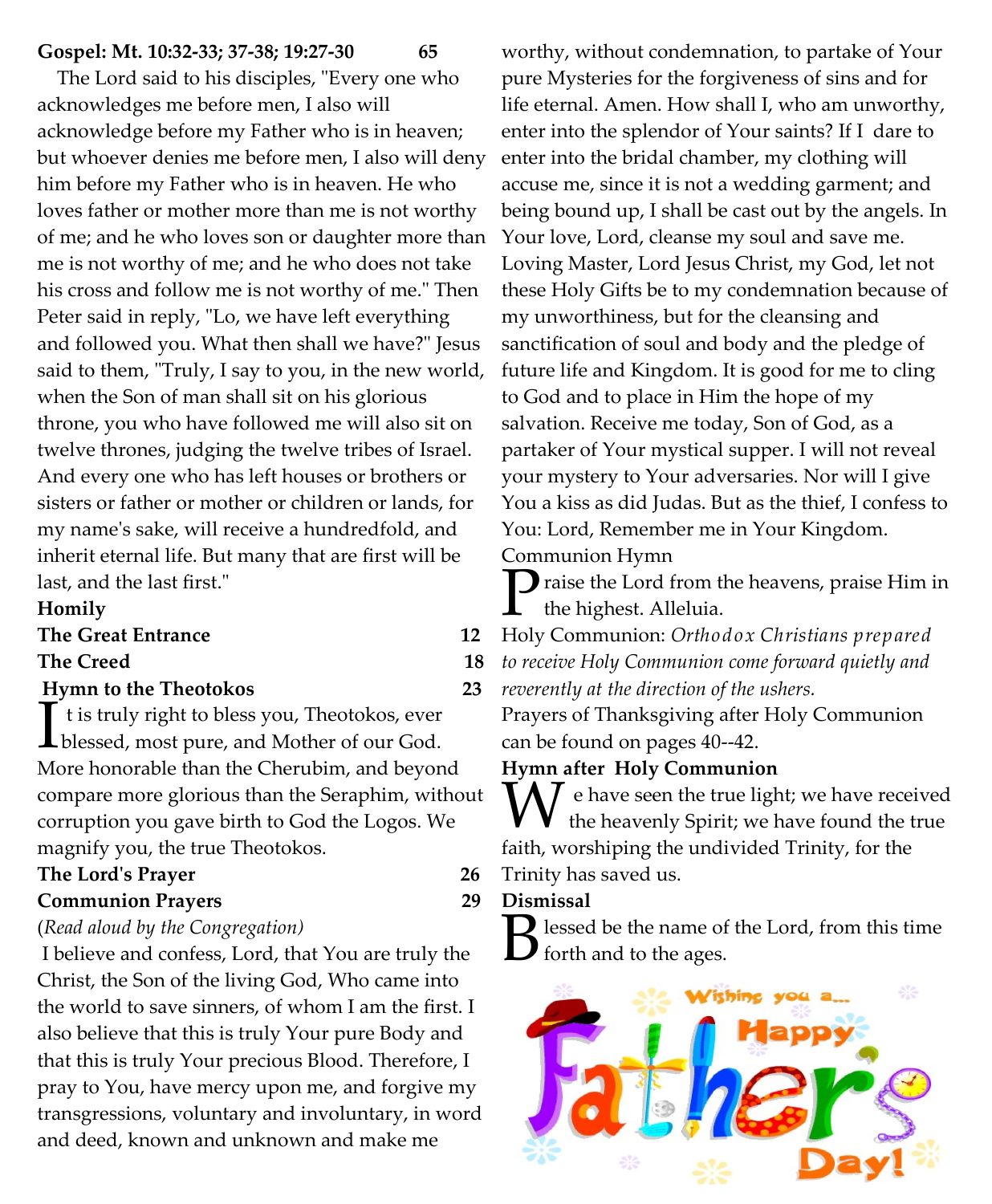**Gospel: Mt. 10:32-33; 37-38; 19:27-30 65**

The Lord said to his disciples, "Every one who acknowledges me before men, I also will acknowledge before my Father who is in heaven; but whoever denies me before men, I also will deny him before my Father who is in heaven. He who loves father or mother more than me is not worthy of me; and he who loves son or daughter more than me is not worthy of me; and he who does not take his cross and follow me is not worthy of me." Then Peter said in reply, "Lo, we have left everything and followed you. What then shall we have?" Jesus said to them, "Truly, I say to you, in the new world, when the Son of man shall sit on his glorious throne, you who have followed me will also sit on twelve thrones, judging the twelve tribes of Israel. And every one who has left houses or brothers or sisters or father or mother or children or lands, for my name's sake, will receive a hundredfold, and inherit eternal life. But many that are first will be last, and the last first."

**Homily**

**The Great Entrance 12**

**The Creed 18**

**Hymn to the Theotokos 23**

It is truly right to bless you, Theotokos, ever blessed, most pure, and Mother of our God. More honorable than the Cherubim, and beyond compare more glorious than the Seraphim, without corruption you gave birth to God the Logos. We magnify you, the true Theotokos.

**The Lord's Prayer 26**

**Communion Prayers 29**

(*Read aloud by the Congregation)*

I believe and confess, Lord, that You are truly the Christ, the Son of the living God, Who came into the world to save sinners, of whom I am the first. I also believe that this is truly Your pure Body and that this is truly Your precious Blood. Therefore, I pray to You, have mercy upon me, and forgive my transgressions, voluntary and involuntary, in word and deed, known and unknown and make me worthy, without condemnation, to partake of Your pure Mysteries for the forgiveness of sins and for life eternal. Amen. How shall I, who am unworthy, enter into the splendor of Your saints? If I dare to enter into the bridal chamber, my clothing will accuse me, since it is not a wedding garment; and being bound up, I shall be cast out by the angels. In Your love, Lord, cleanse my soul and save me. Loving Master, Lord Jesus Christ, my God, let not these Holy Gifts be to my condemnation because of my unworthiness, but for the cleansing and sanctification of soul and body and the pledge of future life and Kingdom. It is good for me to cling to God and to place in Him the hope of my salvation. Receive me today, Son of God, as a partaker of Your mystical supper. I will not reveal your mystery to Your adversaries. Nor will I give You a kiss as did Judas. But as the thief, I confess to You: Lord, Remember me in Your Kingdom.

Communion Hymn

Praise the Lord from the heavens, praise Him in the highest. Alleluia.

Holy Communion: *Orthodox Christians prepared to receive Holy Communion come forward quietly and reverently at the direction of the ushers.*

Prayers of Thanksgiving after Holy Communion can be found on pages 40--42.

**Hymn after Holy Communion**

We have seen the true light; we have received the heavenly Spirit; we have found the true faith, worshiping the undivided Trinity, for the Trinity has saved us.

**Dismissal**

Blessed be the name of the Lord, from this time forth and to the ages.

Wishing you a... Happy Father's Day!